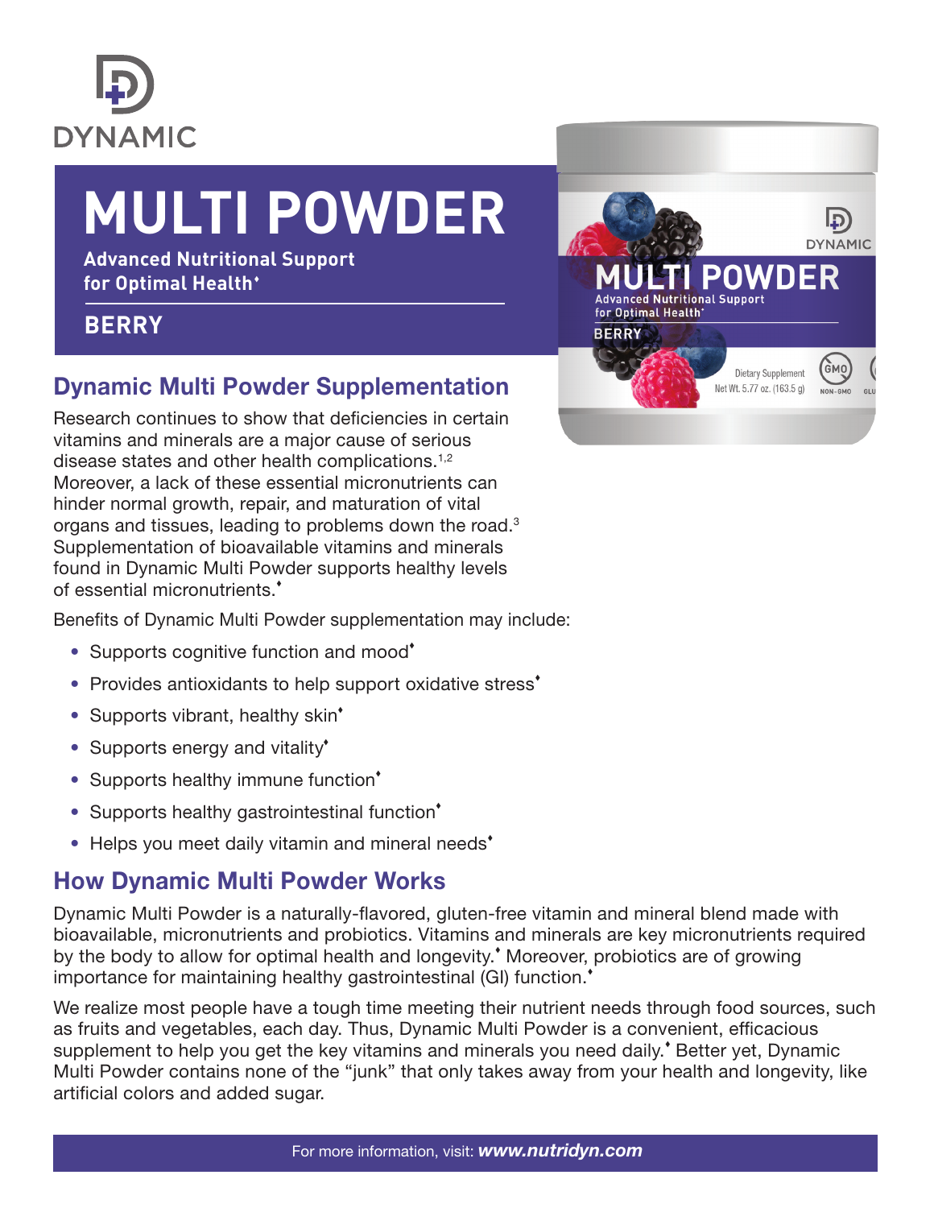DYNAMIC

# MULTI POWDER

**Advanced Nutritional Support for Optimal Health♦**

**BERRY**

## Dynamic Multi Powder Supplementation

Research continues to show that deficiencies in certain vitamins and minerals are a major cause of serious disease states and other health complications.[1,2] Moreover, a lack of these essential micronutrients can hinder normal growth, repair, and maturation of vital organs and tissues, leading to problems down the road.[3] Supplementation of bioavailable vitamins and minerals found in Dynamic Multi Powder supports healthy levels of essential micronutrients.♦

Benefits of Dynamic Multi Powder supplementation may include:

- Supports cognitive function and mood♦
- Provides antioxidants to help support oxidative stress♦
- Supports vibrant, healthy skin♦
- Supports energy and vitality♦
- Supports healthy immune function♦
- Supports healthy gastrointestinal function♦
- Helps you meet daily vitamin and mineral needs♦

## How Dynamic Multi Powder Works

Dynamic Multi Powder is a naturally-flavored, gluten-free vitamin and mineral blend made with bioavailable, micronutrients and probiotics. Vitamins and minerals are key micronutrients required by the body to allow for optimal health and longevity.♦ Moreover, probiotics are of growing importance for maintaining healthy gastrointestinal (GI) function.♦

We realize most people have a tough time meeting their nutrient needs through food sources, such as fruits and vegetables, each day. Thus, Dynamic Multi Powder is a convenient, efficacious supplement to help you get the key vitamins and minerals you need daily.♦ Better yet, Dynamic Multi Powder contains none of the "junk" that only takes away from your health and longevity, like artificial colors and added sugar.

For more information, visit: ***www.nutridyn.com***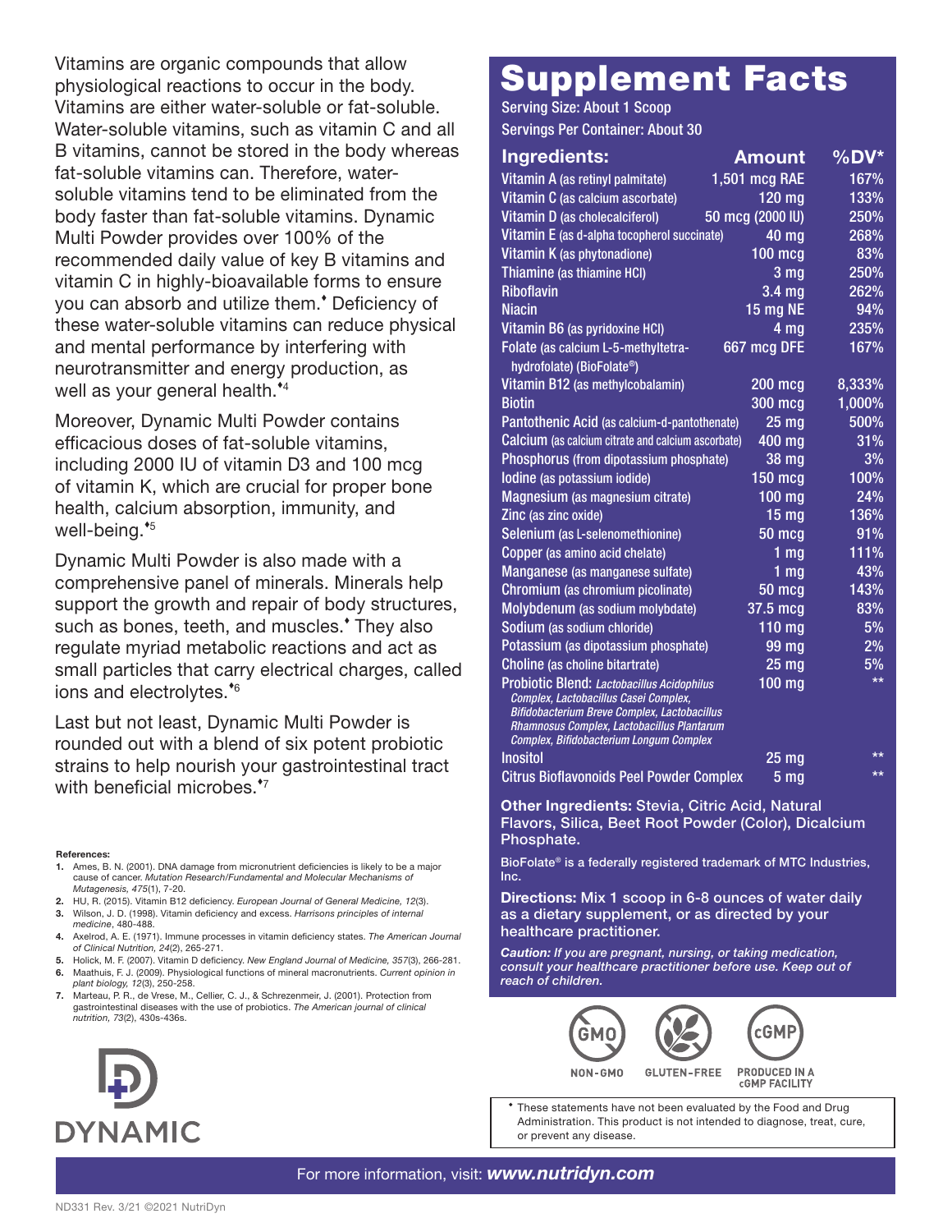Vitamins are organic compounds that allow physiological reactions to occur in the body. Vitamins are either water-soluble or fat-soluble. Water-soluble vitamins, such as vitamin C and all B vitamins, cannot be stored in the body whereas fat-soluble vitamins can. Therefore, water-soluble vitamins tend to be eliminated from the body faster than fat-soluble vitamins. Dynamic Multi Powder provides over 100% of the recommended daily value of key B vitamins and vitamin C in highly-bioavailable forms to ensure you can absorb and utilize them.♦ Deficiency of these water-soluble vitamins can reduce physical and mental performance by interfering with neurotransmitter and energy production, as well as your general health.♦[4]

Moreover, Dynamic Multi Powder contains efficacious doses of fat-soluble vitamins, including 2000 IU of vitamin D3 and 100 mcg of vitamin K, which are crucial for proper bone health, calcium absorption, immunity, and well-being.♦[5]

Dynamic Multi Powder is also made with a comprehensive panel of minerals. Minerals help support the growth and repair of body structures, such as bones, teeth, and muscles.♦ They also regulate myriad metabolic reactions and act as small particles that carry electrical charges, called ions and electrolytes.♦[6]

Last but not least, Dynamic Multi Powder is rounded out with a blend of six potent probiotic strains to help nourish your gastrointestinal tract with beneficial microbes.♦[7]

**References:**

1. Ames, B. N. (2001). DNA damage from micronutrient deficiencies is likely to be a major cause of cancer. *Mutation Research/Fundamental and Molecular Mechanisms of Mutagenesis, 475*(1), 7-20.
2. HU, R. (2015). Vitamin B12 deficiency. *European Journal of General Medicine, 12*(3).
3. Wilson, J. D. (1998). Vitamin deficiency and excess. *Harrisons principles of internal medicine*, 480-488.
4. Axelrod, A. E. (1971). Immune processes in vitamin deficiency states. *The American Journal of Clinical Nutrition, 24*(2), 265-271.
5. Holick, M. F. (2007). Vitamin D deficiency. *New England Journal of Medicine, 357*(3), 266-281.
6. Maathuis, F. J. (2009). Physiological functions of mineral macronutrients. *Current opinion in plant biology, 12*(3), 250-258.
7. Marteau, P. R., de Vrese, M., Cellier, C. J., & Schrezenmeir, J. (2001). Protection from gastrointestinal diseases with the use of probiotics. *The American journal of clinical nutrition, 73*(2), 430s-436s.

DYNAMIC

# Supplement Facts

Serving Size: About 1 Scoop
Servings Per Container: About 30

| Ingredients: | Amount | %DV* |
|---|---|---|
| Vitamin A (as retinyl palmitate) | 1,501 mcg RAE | 167% |
| Vitamin C (as calcium ascorbate) | 120 mg | 133% |
| Vitamin D (as cholecalciferol) | 50 mcg (2000 IU) | 250% |
| Vitamin E (as d-alpha tocopherol succinate) | 40 mg | 268% |
| Vitamin K (as phytonadione) | 100 mcg | 83% |
| Thiamine (as thiamine HCl) | 3 mg | 250% |
| Riboflavin | 3.4 mg | 262% |
| Niacin | 15 mg NE | 94% |
| Vitamin B6 (as pyridoxine HCl) | 4 mg | 235% |
| Folate (as calcium L-5-methyltetra-hydrofolate) (BioFolate®) | 667 mcg DFE | 167% |
| Vitamin B12 (as methylcobalamin) | 200 mcg | 8,333% |
| Biotin | 300 mcg | 1,000% |
| Pantothenic Acid (as calcium-d-pantothenate) | 25 mg | 500% |
| Calcium (as calcium citrate and calcium ascorbate) | 400 mg | 31% |
| Phosphorus (from dipotassium phosphate) | 38 mg | 3% |
| Iodine (as potassium iodide) | 150 mcg | 100% |
| Magnesium (as magnesium citrate) | 100 mg | 24% |
| Zinc (as zinc oxide) | 15 mg | 136% |
| Selenium (as L-selenomethionine) | 50 mcg | 91% |
| Copper (as amino acid chelate) | 1 mg | 111% |
| Manganese (as manganese sulfate) | 1 mg | 43% |
| Chromium (as chromium picolinate) | 50 mcg | 143% |
| Molybdenum (as sodium molybdate) | 37.5 mcg | 83% |
| Sodium (as sodium chloride) | 110 mg | 5% |
| Potassium (as dipotassium phosphate) | 99 mg | 2% |
| Choline (as choline bitartrate) | 25 mg | 5% |
| Probiotic Blend: *Lactobacillus Acidophilus Complex, Lactobacillus Casei Complex, Bifidobacterium Breve Complex, Lactobacillus Rhamnosus Complex, Lactobacillus Plantarum Complex, Bifidobacterium Longum Complex* | 100 mg | ** |
| Inositol | 25 mg | ** |
| Citrus Bioflavonoids Peel Powder Complex | 5 mg | ** |

**Other Ingredients:** Stevia, Citric Acid, Natural Flavors, Silica, Beet Root Powder (Color), Dicalcium Phosphate.

BioFolate® is a federally registered trademark of MTC Industries, Inc.

**Directions:** Mix 1 scoop in 6-8 ounces of water daily as a dietary supplement, or as directed by your healthcare practitioner.

***Caution:** If you are pregnant, nursing, or taking medication, consult your healthcare practitioner before use. Keep out of reach of children.*

NON-GMO | GLUTEN-FREE | PRODUCED IN A cGMP FACILITY

♦ These statements have not been evaluated by the Food and Drug Administration. This product is not intended to diagnose, treat, cure, or prevent any disease.

For more information, visit: ***www.nutridyn.com***

ND331 Rev. 3/21 ©2021 NutriDyn